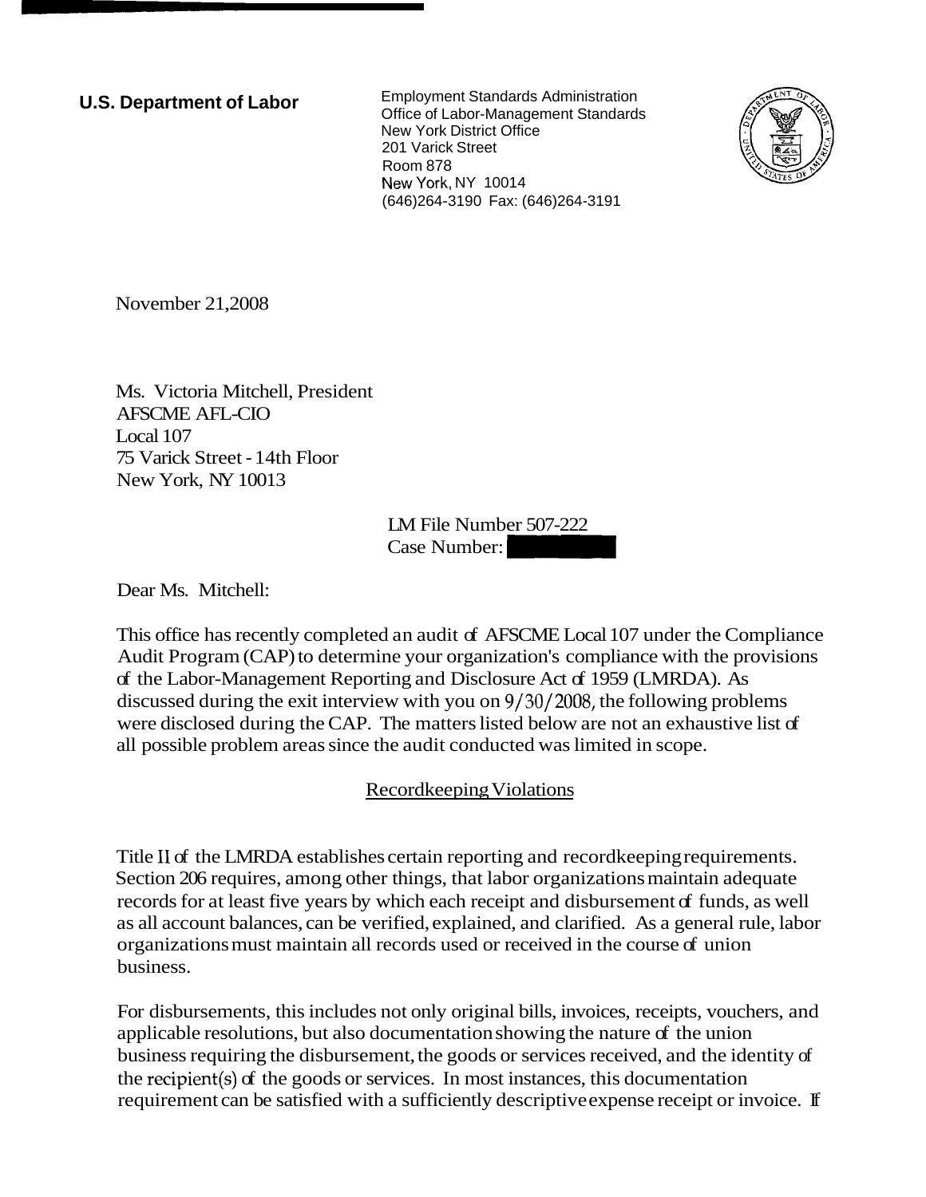**U.S. Department of Labor**

Employment Standards Administration
Office of Labor-Management Standards
New York District Office
201 Varick Street
Room 878
New York, NY 10014
(646)264-3190 Fax: (646)264-3191

November 21,2008

Ms. Victoria Mitchell, President
AFSCME AFL-CIO
Local 107
75 Varick Street - 14th Floor
New York, NY 10013

LM File Number 507-222
Case Number:

Dear Ms. Mitchell:

This office has recently completed an audit of AFSCME Local 107 under the Compliance Audit Program (CAP) to determine your organization's compliance with the provisions of the Labor-Management Reporting and Disclosure Act of 1959 (LMRDA). As discussed during the exit interview with you on 9/30/2008, the following problems were disclosed during the CAP. The matters listed below are not an exhaustive list of all possible problem areas since the audit conducted was limited in scope.

## Recordkeeping Violations

Title II of the LMRDA establishes certain reporting and recordkeeping requirements. Section 206 requires, among other things, that labor organizations maintain adequate records for at least five years by which each receipt and disbursement of funds, as well as all account balances, can be verified, explained, and clarified. As a general rule, labor organizations must maintain all records used or received in the course of union business.

For disbursements, this includes not only original bills, invoices, receipts, vouchers, and applicable resolutions, but also documentation showing the nature of the union business requiring the disbursement, the goods or services received, and the identity of the recipient(s) of the goods or services. In most instances, this documentation requirement can be satisfied with a sufficiently descriptive expense receipt or invoice. If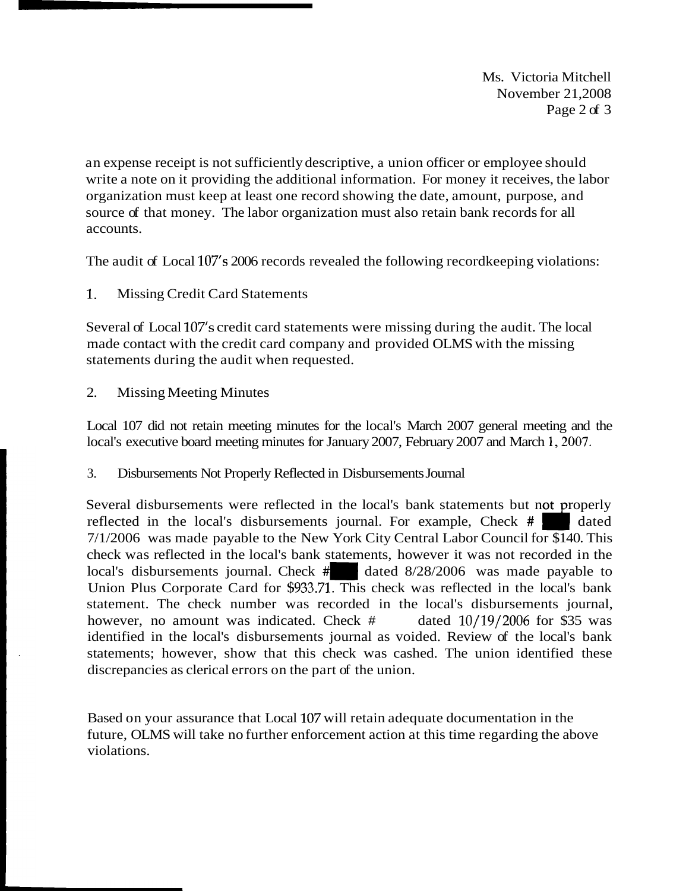an expense receipt is not sufficiently descriptive, a union officer or employee should write a note on it providing the additional information. For money it receives, the labor organization must keep at least one record showing the date, amount, purpose, and source of that money. The labor organization must also retain bank records for all accounts.

The audit of Local 107's 2006 records revealed the following recordkeeping violations:

1. Missing Credit Card Statements

Several of Local 107's credit card statements were missing during the audit. The local made contact with the credit card company and provided OLMS with the missing statements during the audit when requested.

2. Missing Meeting Minutes

Local 107 did not retain meeting minutes for the local's March 2007 general meeting and the local's executive board meeting minutes for January 2007, February 2007 and March 1, 2007.

3. Disbursements Not Properly Reflected in Disbursements Journal

Several disbursements were reflected in the local's bank statements but not properly reflected in the local's disbursements journal. For example, Check # dated 7/1/2006 was made payable to the New York City Central Labor Council for $140. This check was reflected in the local's bank statements, however it was not recorded in the local's disbursements journal. Check # dated 8/28/2006 was made payable to Union Plus Corporate Card for $933.71. This check was reflected in the local's bank statement. The check number was recorded in the local's disbursements journal, however, no amount was indicated. Check # dated 10/19/2006 for $35 was identified in the local's disbursements journal as voided. Review of the local's bank statements; however, show that this check was cashed. The union identified these discrepancies as clerical errors on the part of the union.

Based on your assurance that Local 107 will retain adequate documentation in the future, OLMS will take no further enforcement action at this time regarding the above violations.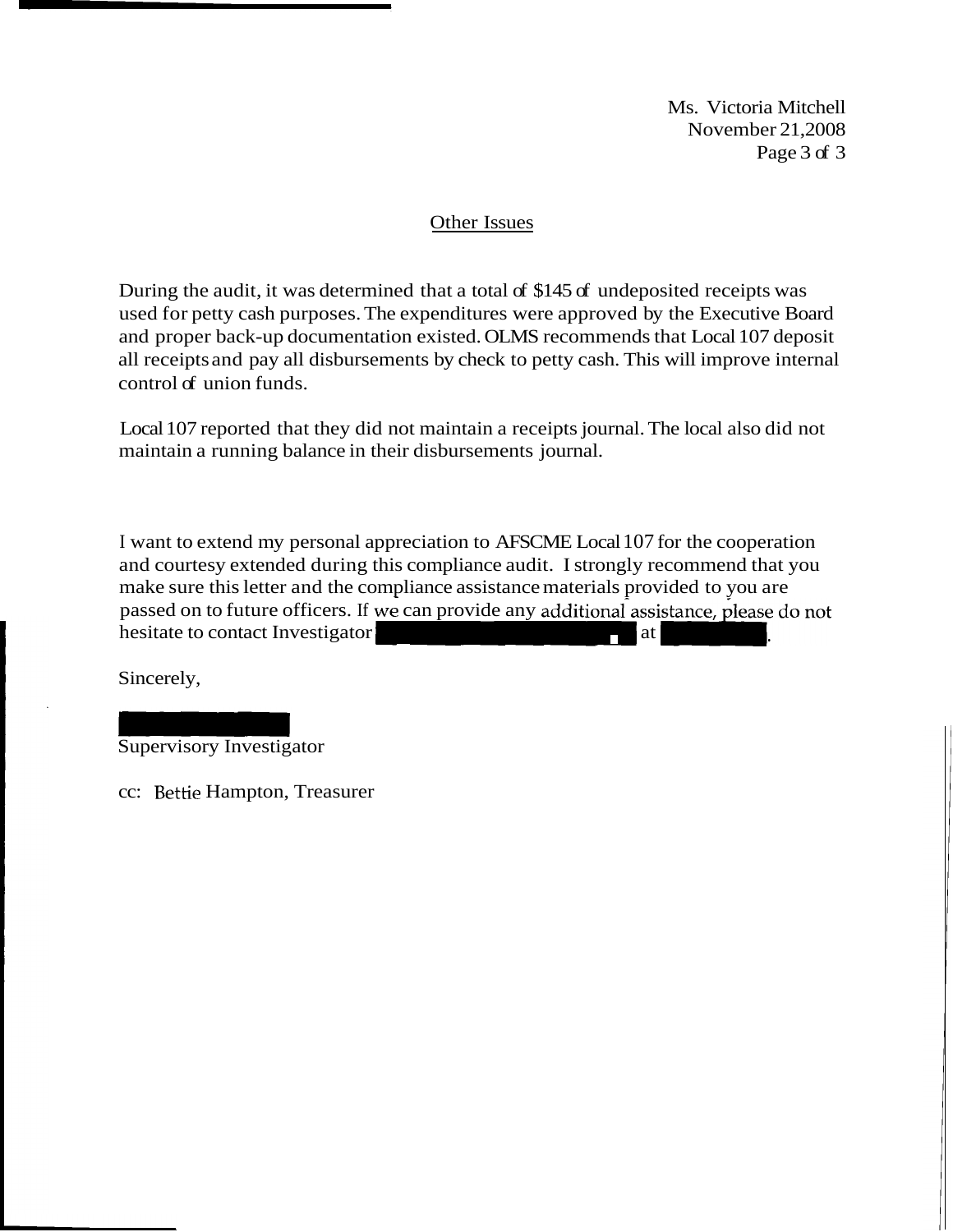Ms. Victoria Mitchell
November 21,2008

## Other Issues

During the audit, it was determined that a total of $145 of undeposited receipts was used for petty cash purposes. The expenditures were approved by the Executive Board and proper back-up documentation existed. OLMS recommends that Local 107 deposit all receipts and pay all disbursements by check to petty cash. This will improve internal control of union funds.

Local 107 reported that they did not maintain a receipts journal. The local also did not maintain a running balance in their disbursements journal.

I want to extend my personal appreciation to AFSCME Local 107 for the cooperation and courtesy extended during this compliance audit. I strongly recommend that you make sure this letter and the compliance assistance materials provided to you are passed on to future officers. If we can provide any additional assistance, please do not hesitate to contact Investigator [REDACTED] at [REDACTED].

Sincerely,

[REDACTED]
Supervisory Investigator

cc: Bettie Hampton, Treasurer